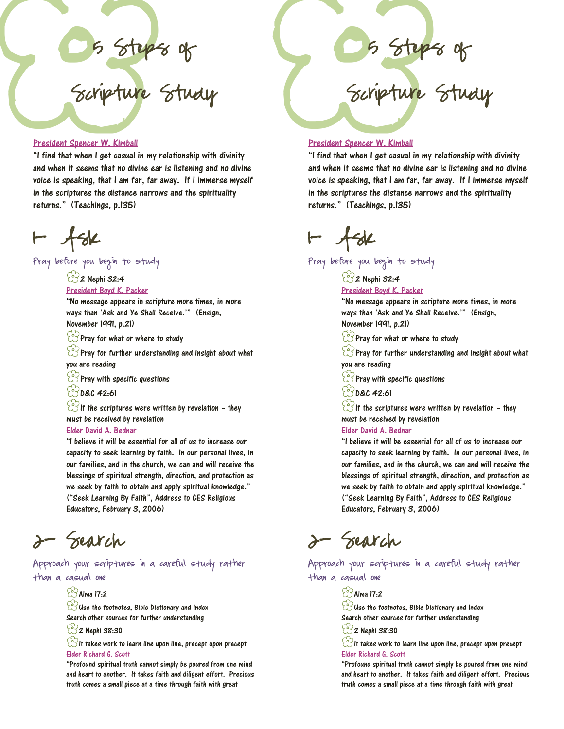# 5 Steps of Scripture Study

President Spencer W. Kimball

"I find that when I get casual in my relationship with divinity and when it seems that no divine ear is listening and no divine voice is speaking, that I am far, far away. If I immerse myself in the scriptures the distance narrows and the spirituality returns." (Teachings, p.135)

## 1- Ask

Pray before you begin to study

- 2 Nephi 32:4

  President Boyd K. Packer

  "No message appears in scripture more times, in more ways than 'Ask and Ye Shall Receive.'" (Ensign, November 1991, p.21)
- Pray for what or where to study
- Pray for further understanding and insight about what you are reading
- Pray with specific questions
- D&C 42:61
- If the scriptures were written by revelation – they must be received by revelation

  Elder David A. Bednar

  "I believe it will be essential for all of us to increase our capacity to seek learning by faith. In our personal lives, in our families, and in the church, we can and will receive the blessings of spiritual strength, direction, and protection as we seek by faith to obtain and apply spiritual knowledge." ("Seek Learning By Faith", Address to CES Religious Educators, February 3, 2006)

## 2- Search

Approach your scriptures in a careful study rather than a casual one

- Alma 17:2
- Use the footnotes, Bible Dictionary and Index

  Search other sources for further understanding
- 2 Nephi 38:30
- It takes work to learn line upon line, precept upon precept

  Elder Richard G. Scott

  "Profound spiritual truth cannot simply be poured from one mind and heart to another. It takes faith and diligent effort. Precious truth comes a small piece at a time through faith with great

# 5 Steps of Scripture Study

President Spencer W. Kimball

"I find that when I get casual in my relationship with divinity and when it seems that no divine ear is listening and no divine voice is speaking, that I am far, far away. If I immerse myself in the scriptures the distance narrows and the spirituality returns." (Teachings, p.135)

## 1- Ask

Pray before you begin to study

- 2 Nephi 32:4

  President Boyd K. Packer

  "No message appears in scripture more times, in more ways than 'Ask and Ye Shall Receive.'" (Ensign, November 1991, p.21)
- Pray for what or where to study
- Pray for further understanding and insight about what you are reading
- Pray with specific questions
- D&C 42:61
- If the scriptures were written by revelation – they must be received by revelation

  Elder David A. Bednar

  "I believe it will be essential for all of us to increase our capacity to seek learning by faith. In our personal lives, in our families, and in the church, we can and will receive the blessings of spiritual strength, direction, and protection as we seek by faith to obtain and apply spiritual knowledge." ("Seek Learning By Faith", Address to CES Religious Educators, February 3, 2006)

## 2- Search

Approach your scriptures in a careful study rather than a casual one

- Alma 17:2
- Use the footnotes, Bible Dictionary and Index

  Search other sources for further understanding
- 2 Nephi 38:30
- It takes work to learn line upon line, precept upon precept

  Elder Richard G. Scott

  "Profound spiritual truth cannot simply be poured from one mind and heart to another. It takes faith and diligent effort. Precious truth comes a small piece at a time through faith with great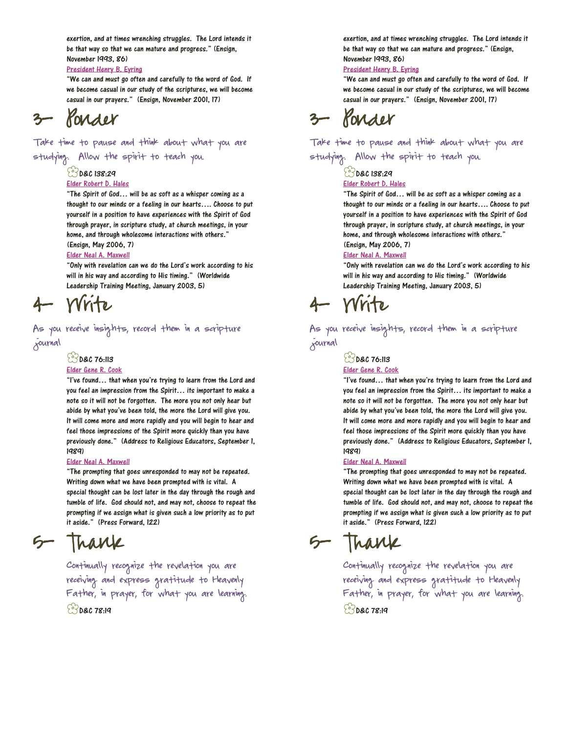exertion, and at times wrenching struggles. The Lord intends it be that way so that we can mature and progress." (Ensign, November 1993, 86)

President Henry B. Eyring

"We can and must go often and carefully to the word of God. If we become casual in our study of the scriptures, we will become casual in our prayers." (Ensign, November 2001, 17)

# 3- Ponder

Take time to pause and think about what you are studying. Allow the spirit to teach you.

D&C 138:29

Elder Robert D. Hales

"The Spirit of God… will be as soft as a whisper coming as a thought to our minds or a feeling in our hearts…. Choose to put yourself in a position to have experiences with the Spirit of God through prayer, in scripture study, at church meetings, in your home, and through wholesome interactions with others." (Ensign, May 2006, 7)

Elder Neal A. Maxwell

"Only with revelation can we do the Lord's work according to his will in his way and according to His timing." (Worldwide Leadership Training Meeting, January 2003, 5)

# 4- Write

As you receive insights, record them in a scripture journal

D&C 76:113

Elder Gene R. Cook

"I've found… that when you're trying to learn from the Lord and you feel an impression from the Spirit… its important to make a note so it will not be forgotten. The more you not only hear but abide by what you've been told, the more the Lord will give you. It will come more and more rapidly and you will begin to hear and feel those impressions of the Spirit more quickly than you have previously done." (Address to Religious Educators, September 1, 1989)

Elder Neal A. Maxwell

"The prompting that goes unresponded to may not be repeated. Writing down what we have been prompted with is vital. A special thought can be lost later in the day through the rough and tumble of life. God should not, and may not, choose to repeat the prompting if we assign what is given such a low priority as to put it aside." (Press Forward, 122)

# 5- Thank

Continually recognize the revelation you are receiving and express gratitude to Heavenly Father, in prayer, for what you are learning.

D&C 78:19

exertion, and at times wrenching struggles. The Lord intends it be that way so that we can mature and progress." (Ensign, November 1993, 86)

President Henry B. Eyring

"We can and must go often and carefully to the word of God. If we become casual in our study of the scriptures, we will become casual in our prayers." (Ensign, November 2001, 17)

# 3- Ponder

Take time to pause and think about what you are studying. Allow the spirit to teach you.

D&C 138:29

Elder Robert D. Hales

"The Spirit of God… will be as soft as a whisper coming as a thought to our minds or a feeling in our hearts…. Choose to put yourself in a position to have experiences with the Spirit of God through prayer, in scripture study, at church meetings, in your home, and through wholesome interactions with others." (Ensign, May 2006, 7)

Elder Neal A. Maxwell

"Only with revelation can we do the Lord's work according to his will in his way and according to His timing." (Worldwide Leadership Training Meeting, January 2003, 5)

# 4- Write

As you receive insights, record them in a scripture journal

D&C 76:113

Elder Gene R. Cook

"I've found… that when you're trying to learn from the Lord and you feel an impression from the Spirit… its important to make a note so it will not be forgotten. The more you not only hear but abide by what you've been told, the more the Lord will give you. It will come more and more rapidly and you will begin to hear and feel those impressions of the Spirit more quickly than you have previously done." (Address to Religious Educators, September 1, 1989)

Elder Neal A. Maxwell

"The prompting that goes unresponded to may not be repeated. Writing down what we have been prompted with is vital. A special thought can be lost later in the day through the rough and tumble of life. God should not, and may not, choose to repeat the prompting if we assign what is given such a low priority as to put it aside." (Press Forward, 122)

# 5- Thank

Continually recognize the revelation you are receiving and express gratitude to Heavenly Father, in prayer, for what you are learning.

D&C 78:19